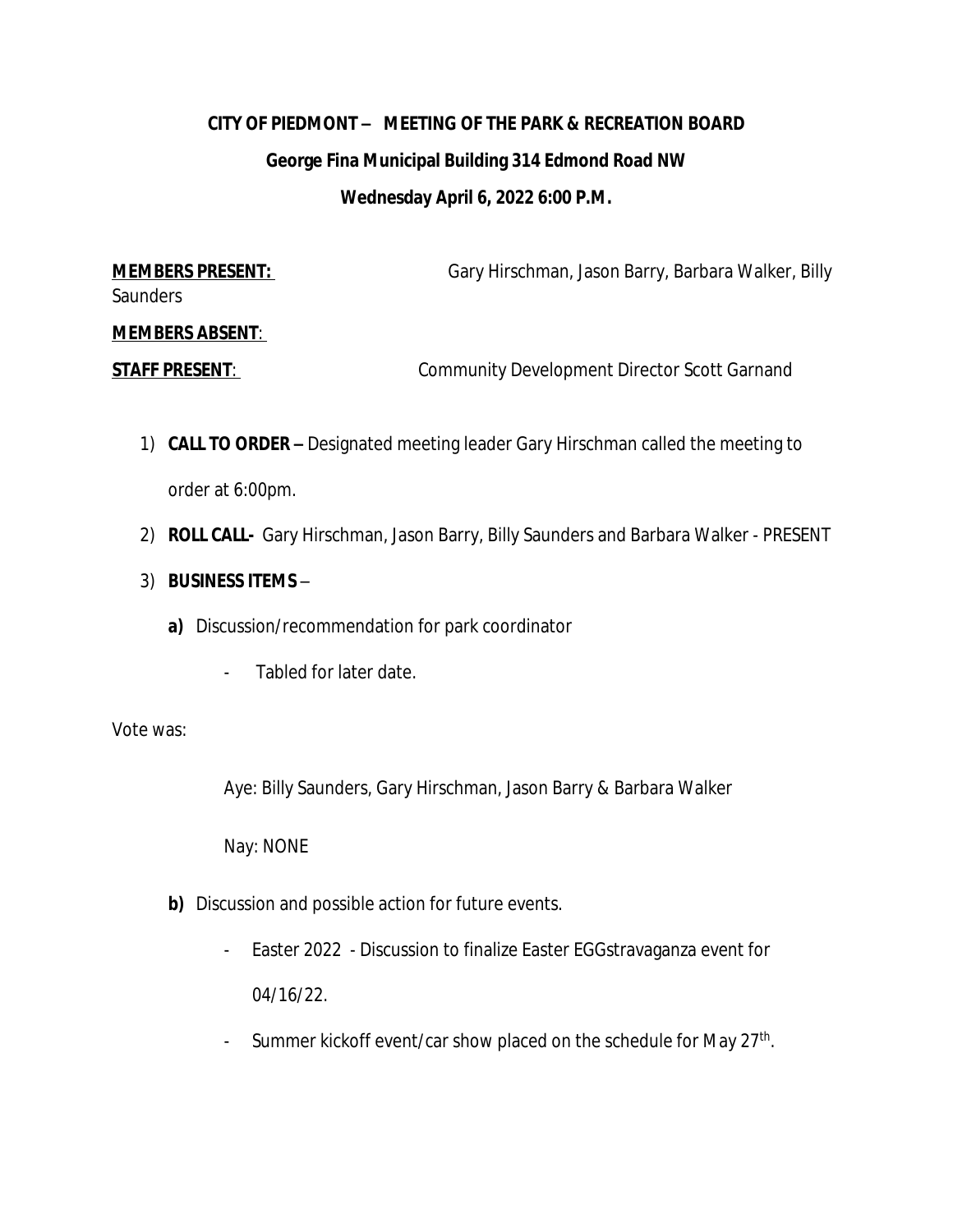**CITY OF PIEDMONT – MEETING OF THE PARK & RECREATION BOARD**

**George Fina Municipal Building 314 Edmond Road NW**

**Wednesday April 6, 2022 6:00 P.M.**

**MEMBERS PRESENT:** Gary Hirschman, Jason Barry, Barbara Walker, Billy Saunders

**MEMBERS ABSENT**:

**STAFF PRESENT**: Community Development Director Scott Garnand

1) **CALL TO ORDER –** Designated meeting leader Gary Hirschman called the meeting to order at 6:00pm.
2) **ROLL CALL-** Gary Hirschman, Jason Barry, Billy Saunders and Barbara Walker - PRESENT
3) **BUSINESS ITEMS** –
   - **a)** Discussion/recommendation for park coordinator
     - Tabled for later date.

Vote was:

Aye: Billy Saunders, Gary Hirschman, Jason Barry & Barbara Walker

Nay: NONE

   - **b)** Discussion and possible action for future events.
     - Easter 2022 - Discussion to finalize Easter EGGstravaganza event for 04/16/22.
     - Summer kickoff event/car show placed on the schedule for May 27th.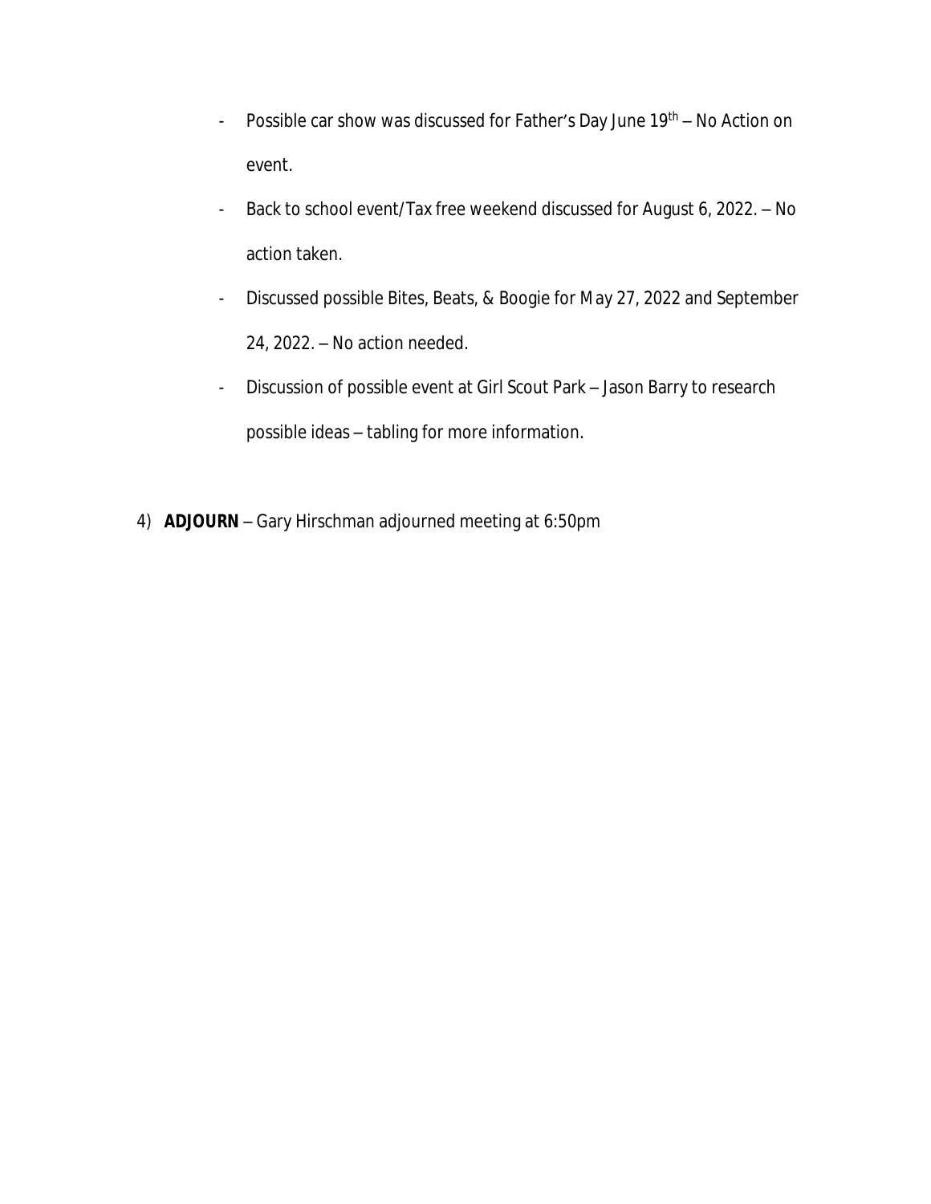- Possible car show was discussed for Father's Day June 19th – No Action on event.
- Back to school event/Tax free weekend discussed for August 6, 2022. – No action taken.
- Discussed possible Bites, Beats, & Boogie for May 27, 2022 and September 24, 2022. – No action needed.
- Discussion of possible event at Girl Scout Park – Jason Barry to research possible ideas – tabling for more information.

4) **ADJOURN** – Gary Hirschman adjourned meeting at 6:50pm